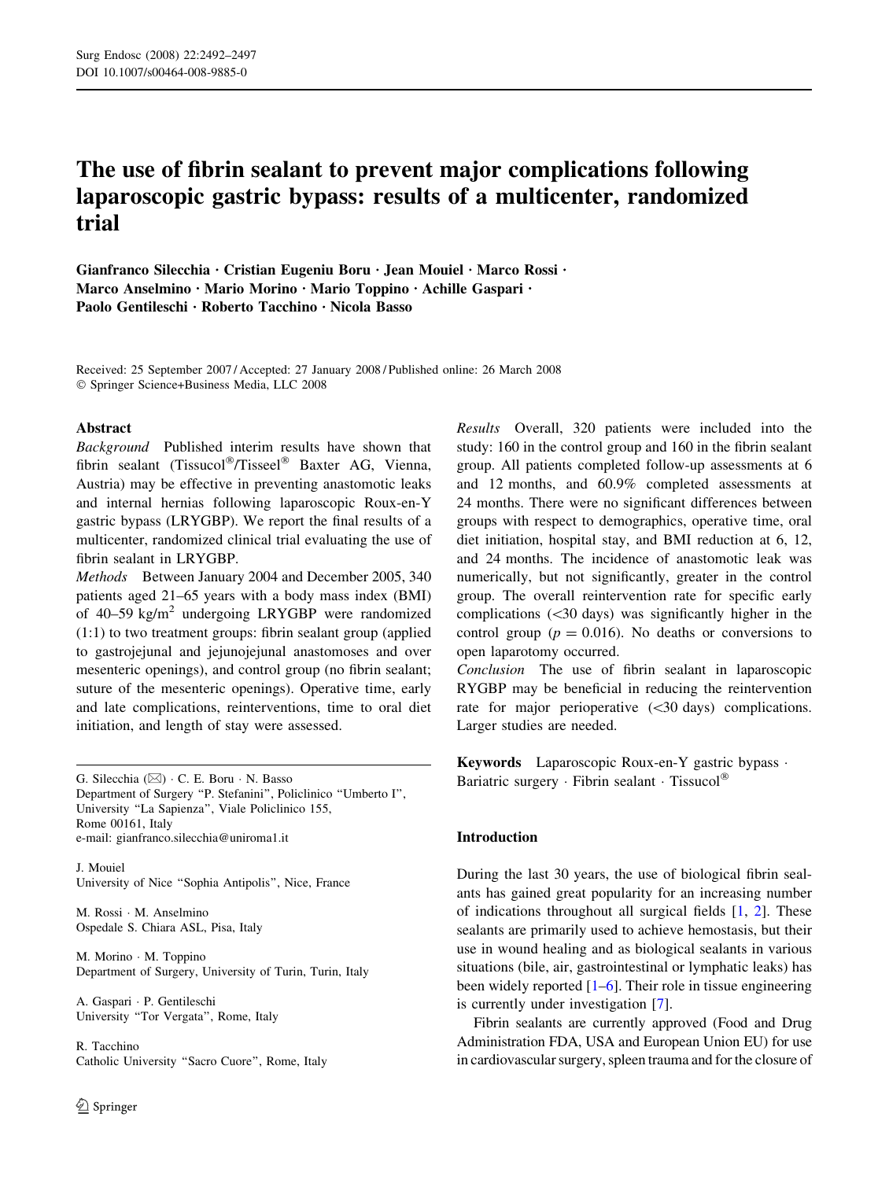# The use of fibrin sealant to prevent major complications following laparoscopic gastric bypass: results of a multicenter, randomized trial

Gianfranco Silecchia · Cristian Eugeniu Boru · Jean Mouiel · Marco Rossi · Marco Anselmino · Mario Morino · Mario Toppino · Achille Gaspari · Paolo Gentileschi · Roberto Tacchino · Nicola Basso

Received: 25 September 2007 / Accepted: 27 January 2008 / Published online: 26 March 2008
© Springer Science+Business Media, LLC 2008

## Abstract

*Background* Published interim results have shown that fibrin sealant (Tissucol®/Tisseel® Baxter AG, Vienna, Austria) may be effective in preventing anastomotic leaks and internal hernias following laparoscopic Roux-en-Y gastric bypass (LRYGBP). We report the final results of a multicenter, randomized clinical trial evaluating the use of fibrin sealant in LRYGBP.

*Methods* Between January 2004 and December 2005, 340 patients aged 21–65 years with a body mass index (BMI) of 40–59 kg/m$^2$ undergoing LRYGBP were randomized (1:1) to two treatment groups: fibrin sealant group (applied to gastrojejunal and jejunojejunal anastomoses and over mesenteric openings), and control group (no fibrin sealant; suture of the mesenteric openings). Operative time, early and late complications, reinterventions, time to oral diet initiation, and length of stay were assessed.

*Results* Overall, 320 patients were included into the study: 160 in the control group and 160 in the fibrin sealant group. All patients completed follow-up assessments at 6 and 12 months, and 60.9% completed assessments at 24 months. There were no significant differences between groups with respect to demographics, operative time, oral diet initiation, hospital stay, and BMI reduction at 6, 12, and 24 months. The incidence of anastomotic leak was numerically, but not significantly, greater in the control group. The overall reintervention rate for specific early complications (<30 days) was significantly higher in the control group ($p = 0.016$). No deaths or conversions to open laparotomy occurred.

*Conclusion* The use of fibrin sealant in laparoscopic RYGBP may be beneficial in reducing the reintervention rate for major perioperative (<30 days) complications. Larger studies are needed.

**Keywords** Laparoscopic Roux-en-Y gastric bypass · Bariatric surgery · Fibrin sealant · Tissucol®

G. Silecchia (✉) · C. E. Boru · N. Basso
Department of Surgery "P. Stefanini", Policlinico "Umberto I", University "La Sapienza", Viale Policlinico 155, Rome 00161, Italy
e-mail: gianfranco.silecchia@uniroma1.it

J. Mouiel
University of Nice "Sophia Antipolis", Nice, France

M. Rossi · M. Anselmino
Ospedale S. Chiara ASL, Pisa, Italy

M. Morino · M. Toppino
Department of Surgery, University of Turin, Turin, Italy

A. Gaspari · P. Gentileschi
University "Tor Vergata", Rome, Italy

R. Tacchino
Catholic University "Sacro Cuore", Rome, Italy

## Introduction

During the last 30 years, the use of biological fibrin sealants has gained great popularity for an increasing number of indications throughout all surgical fields [1, 2]. These sealants are primarily used to achieve hemostasis, but their use in wound healing and as biological sealants in various situations (bile, air, gastrointestinal or lymphatic leaks) has been widely reported [1–6]. Their role in tissue engineering is currently under investigation [7].

Fibrin sealants are currently approved (Food and Drug Administration FDA, USA and European Union EU) for use in cardiovascular surgery, spleen trauma and for the closure of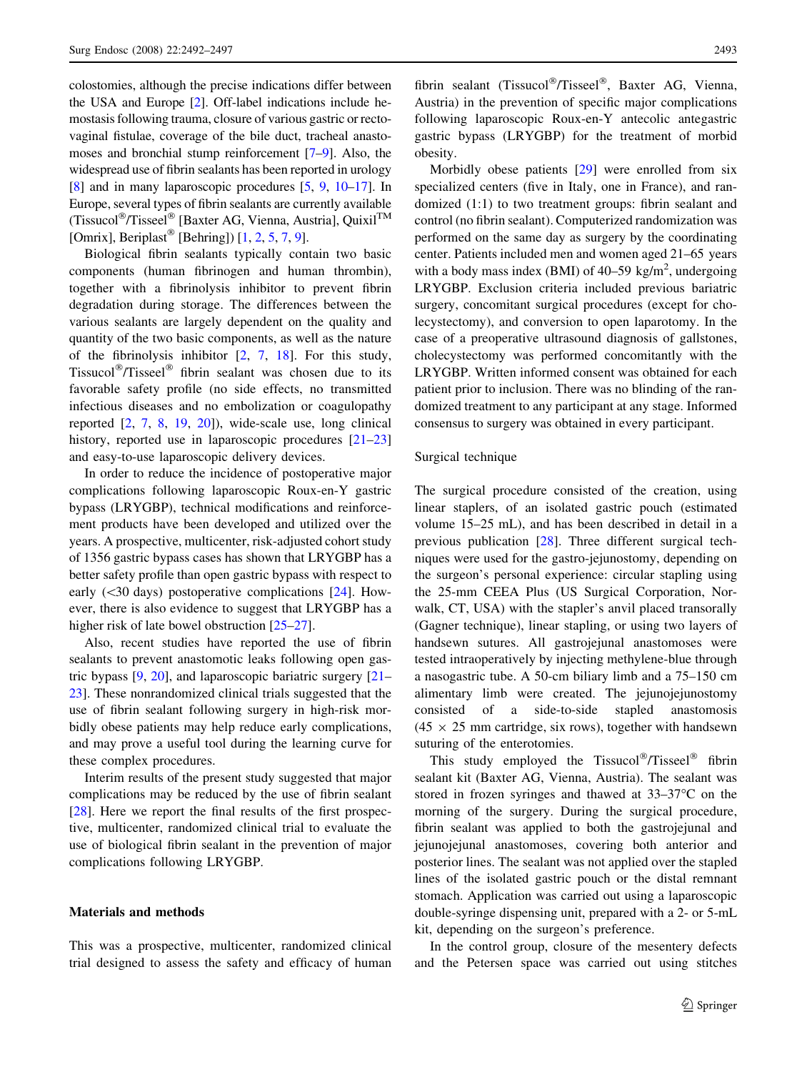colostomies, although the precise indications differ between the USA and Europe [2]. Off-label indications include hemostasis following trauma, closure of various gastric or rectovaginal fistulae, coverage of the bile duct, tracheal anastomoses and bronchial stump reinforcement [7–9]. Also, the widespread use of fibrin sealants has been reported in urology [8] and in many laparoscopic procedures [5, 9, 10–17]. In Europe, several types of fibrin sealants are currently available (Tissucol®/Tisseel® [Baxter AG, Vienna, Austria], Quixil™ [Omrix], Beriplast® [Behring]) [1, 2, 5, 7, 9].

Biological fibrin sealants typically contain two basic components (human fibrinogen and human thrombin), together with a fibrinolysis inhibitor to prevent fibrin degradation during storage. The differences between the various sealants are largely dependent on the quality and quantity of the two basic components, as well as the nature of the fibrinolysis inhibitor [2, 7, 18]. For this study, Tissucol®/Tisseel® fibrin sealant was chosen due to its favorable safety profile (no side effects, no transmitted infectious diseases and no embolization or coagulopathy reported [2, 7, 8, 19, 20]), wide-scale use, long clinical history, reported use in laparoscopic procedures [21–23] and easy-to-use laparoscopic delivery devices.

In order to reduce the incidence of postoperative major complications following laparoscopic Roux-en-Y gastric bypass (LRYGBP), technical modifications and reinforcement products have been developed and utilized over the years. A prospective, multicenter, risk-adjusted cohort study of 1356 gastric bypass cases has shown that LRYGBP has a better safety profile than open gastric bypass with respect to early (<30 days) postoperative complications [24]. However, there is also evidence to suggest that LRYGBP has a higher risk of late bowel obstruction [25–27].

Also, recent studies have reported the use of fibrin sealants to prevent anastomotic leaks following open gastric bypass [9, 20], and laparoscopic bariatric surgery [21–23]. These nonrandomized clinical trials suggested that the use of fibrin sealant following surgery in high-risk morbidly obese patients may help reduce early complications, and may prove a useful tool during the learning curve for these complex procedures.

Interim results of the present study suggested that major complications may be reduced by the use of fibrin sealant [28]. Here we report the final results of the first prospective, multicenter, randomized clinical trial to evaluate the use of biological fibrin sealant in the prevention of major complications following LRYGBP.

## Materials and methods

This was a prospective, multicenter, randomized clinical trial designed to assess the safety and efficacy of human fibrin sealant (Tissucol®/Tisseel®, Baxter AG, Vienna, Austria) in the prevention of specific major complications following laparoscopic Roux-en-Y antecolic antegastric gastric bypass (LRYGBP) for the treatment of morbid obesity.

Morbidly obese patients [29] were enrolled from six specialized centers (five in Italy, one in France), and randomized (1:1) to two treatment groups: fibrin sealant and control (no fibrin sealant). Computerized randomization was performed on the same day as surgery by the coordinating center. Patients included men and women aged 21–65 years with a body mass index (BMI) of 40–59 kg/m$^2$, undergoing LRYGBP. Exclusion criteria included previous bariatric surgery, concomitant surgical procedures (except for cholecystectomy), and conversion to open laparotomy. In the case of a preoperative ultrasound diagnosis of gallstones, cholecystectomy was performed concomitantly with the LRYGBP. Written informed consent was obtained for each patient prior to inclusion. There was no blinding of the randomized treatment to any participant at any stage. Informed consensus to surgery was obtained in every participant.

### Surgical technique

The surgical procedure consisted of the creation, using linear staplers, of an isolated gastric pouch (estimated volume 15–25 mL), and has been described in detail in a previous publication [28]. Three different surgical techniques were used for the gastro-jejunostomy, depending on the surgeon's personal experience: circular stapling using the 25-mm CEEA Plus (US Surgical Corporation, Norwalk, CT, USA) with the stapler's anvil placed transorally (Gagner technique), linear stapling, or using two layers of handsewn sutures. All gastrojejunal anastomoses were tested intraoperatively by injecting methylene-blue through a nasogastric tube. A 50-cm biliary limb and a 75–150 cm alimentary limb were created. The jejunojejunostomy consisted of a side-to-side stapled anastomosis (45 × 25 mm cartridge, six rows), together with handsewn suturing of the enterotomies.

This study employed the Tissucol®/Tisseel® fibrin sealant kit (Baxter AG, Vienna, Austria). The sealant was stored in frozen syringes and thawed at 33–37°C on the morning of the surgery. During the surgical procedure, fibrin sealant was applied to both the gastrojejunal and jejunojejunal anastomoses, covering both anterior and posterior lines. The sealant was not applied over the stapled lines of the isolated gastric pouch or the distal remnant stomach. Application was carried out using a laparoscopic double-syringe dispensing unit, prepared with a 2- or 5-mL kit, depending on the surgeon's preference.

In the control group, closure of the mesentery defects and the Petersen space was carried out using stitches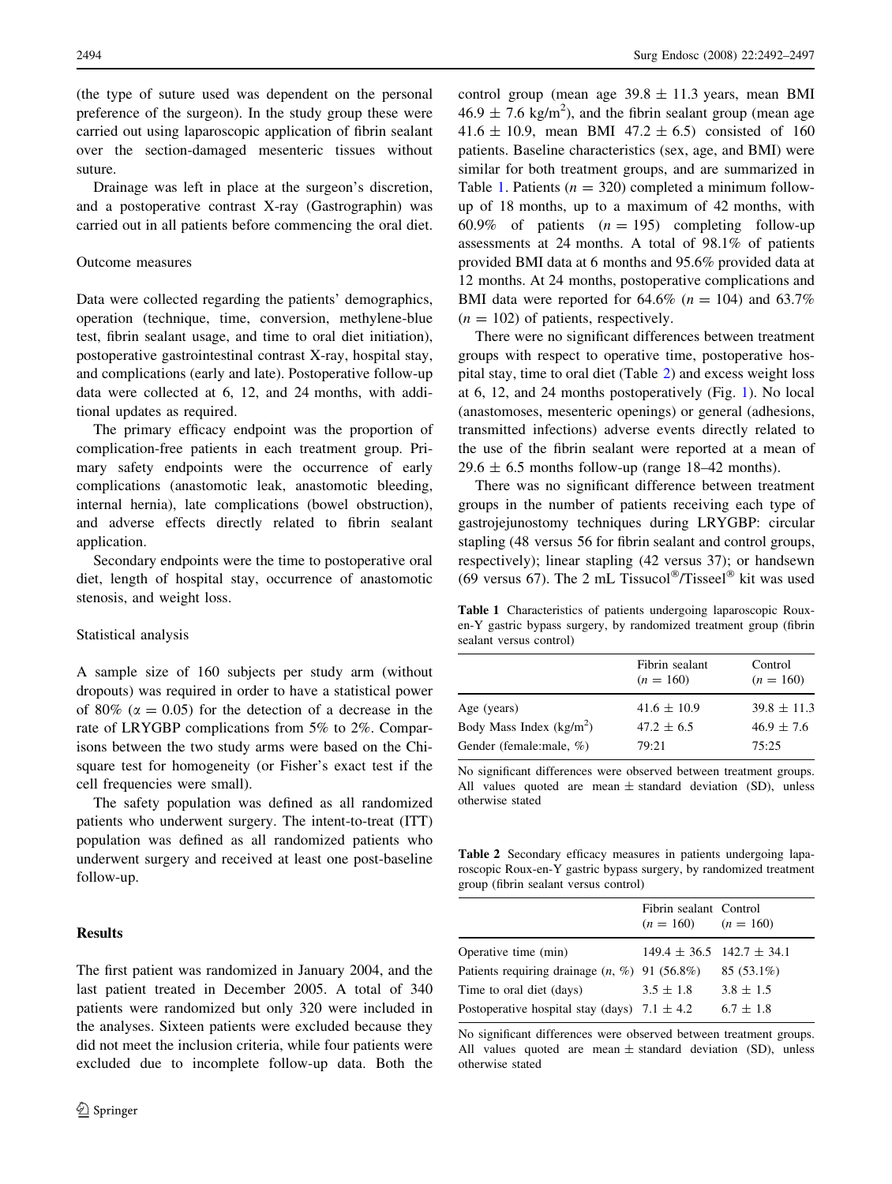(the type of suture used was dependent on the personal preference of the surgeon). In the study group these were carried out using laparoscopic application of fibrin sealant over the section-damaged mesenteric tissues without suture.

Drainage was left in place at the surgeon's discretion, and a postoperative contrast X-ray (Gastrographin) was carried out in all patients before commencing the oral diet.

### Outcome measures

Data were collected regarding the patients' demographics, operation (technique, time, conversion, methylene-blue test, fibrin sealant usage, and time to oral diet initiation), postoperative gastrointestinal contrast X-ray, hospital stay, and complications (early and late). Postoperative follow-up data were collected at 6, 12, and 24 months, with additional updates as required.

The primary efficacy endpoint was the proportion of complication-free patients in each treatment group. Primary safety endpoints were the occurrence of early complications (anastomotic leak, anastomotic bleeding, internal hernia), late complications (bowel obstruction), and adverse effects directly related to fibrin sealant application.

Secondary endpoints were the time to postoperative oral diet, length of hospital stay, occurrence of anastomotic stenosis, and weight loss.

### Statistical analysis

A sample size of 160 subjects per study arm (without dropouts) was required in order to have a statistical power of 80% ($\alpha = 0.05$) for the detection of a decrease in the rate of LRYGBP complications from 5% to 2%. Comparisons between the two study arms were based on the Chi-square test for homogeneity (or Fisher's exact test if the cell frequencies were small).

The safety population was defined as all randomized patients who underwent surgery. The intent-to-treat (ITT) population was defined as all randomized patients who underwent surgery and received at least one post-baseline follow-up.

## Results

The first patient was randomized in January 2004, and the last patient treated in December 2005. A total of 340 patients were randomized but only 320 were included in the analyses. Sixteen patients were excluded because they did not meet the inclusion criteria, while four patients were excluded due to incomplete follow-up data. Both the control group (mean age $39.8 \pm 11.3$ years, mean BMI $46.9 \pm 7.6$ kg/m$^2$), and the fibrin sealant group (mean age $41.6 \pm 10.9$, mean BMI $47.2 \pm 6.5$) consisted of 160 patients. Baseline characteristics (sex, age, and BMI) were similar for both treatment groups, and are summarized in Table 1. Patients ($n = 320$) completed a minimum follow-up of 18 months, up to a maximum of 42 months, with 60.9% of patients ($n = 195$) completing follow-up assessments at 24 months. A total of 98.1% of patients provided BMI data at 6 months and 95.6% provided data at 12 months. At 24 months, postoperative complications and BMI data were reported for 64.6% ($n = 104$) and 63.7% ($n = 102$) of patients, respectively.

There were no significant differences between treatment groups with respect to operative time, postoperative hospital stay, time to oral diet (Table 2) and excess weight loss at 6, 12, and 24 months postoperatively (Fig. 1). No local (anastomoses, mesenteric openings) or general (adhesions, transmitted infections) adverse events directly related to the use of the fibrin sealant were reported at a mean of $29.6 \pm 6.5$ months follow-up (range 18–42 months).

There was no significant difference between treatment groups in the number of patients receiving each type of gastrojejunostomy techniques during LRYGBP: circular stapling (48 versus 56 for fibrin sealant and control groups, respectively); linear stapling (42 versus 37); or handsewn (69 versus 67). The 2 mL Tissucol®/Tisseel® kit was used

**Table 1** Characteristics of patients undergoing laparoscopic Roux-en-Y gastric bypass surgery, by randomized treatment group (fibrin sealant versus control)

| | Fibrin sealant ($n = 160$) | Control ($n = 160$) |
|---|---|---|
| Age (years) | $41.6 \pm 10.9$ | $39.8 \pm 11.3$ |
| Body Mass Index (kg/m$^2$) | $47.2 \pm 6.5$ | $46.9 \pm 7.6$ |
| Gender (female:male, %) | 79:21 | 75:25 |

No significant differences were observed between treatment groups. All values quoted are mean ± standard deviation (SD), unless otherwise stated

**Table 2** Secondary efficacy measures in patients undergoing laparoscopic Roux-en-Y gastric bypass surgery, by randomized treatment group (fibrin sealant versus control)

| | Fibrin sealant ($n = 160$) | Control ($n = 160$) |
|---|---|---|
| Operative time (min) | $149.4 \pm 36.5$ | $142.7 \pm 34.1$ |
| Patients requiring drainage ($n$, %) | 91 (56.8%) | 85 (53.1%) |
| Time to oral diet (days) | $3.5 \pm 1.8$ | $3.8 \pm 1.5$ |
| Postoperative hospital stay (days) | $7.1 \pm 4.2$ | $6.7 \pm 1.8$ |

No significant differences were observed between treatment groups. All values quoted are mean ± standard deviation (SD), unless otherwise stated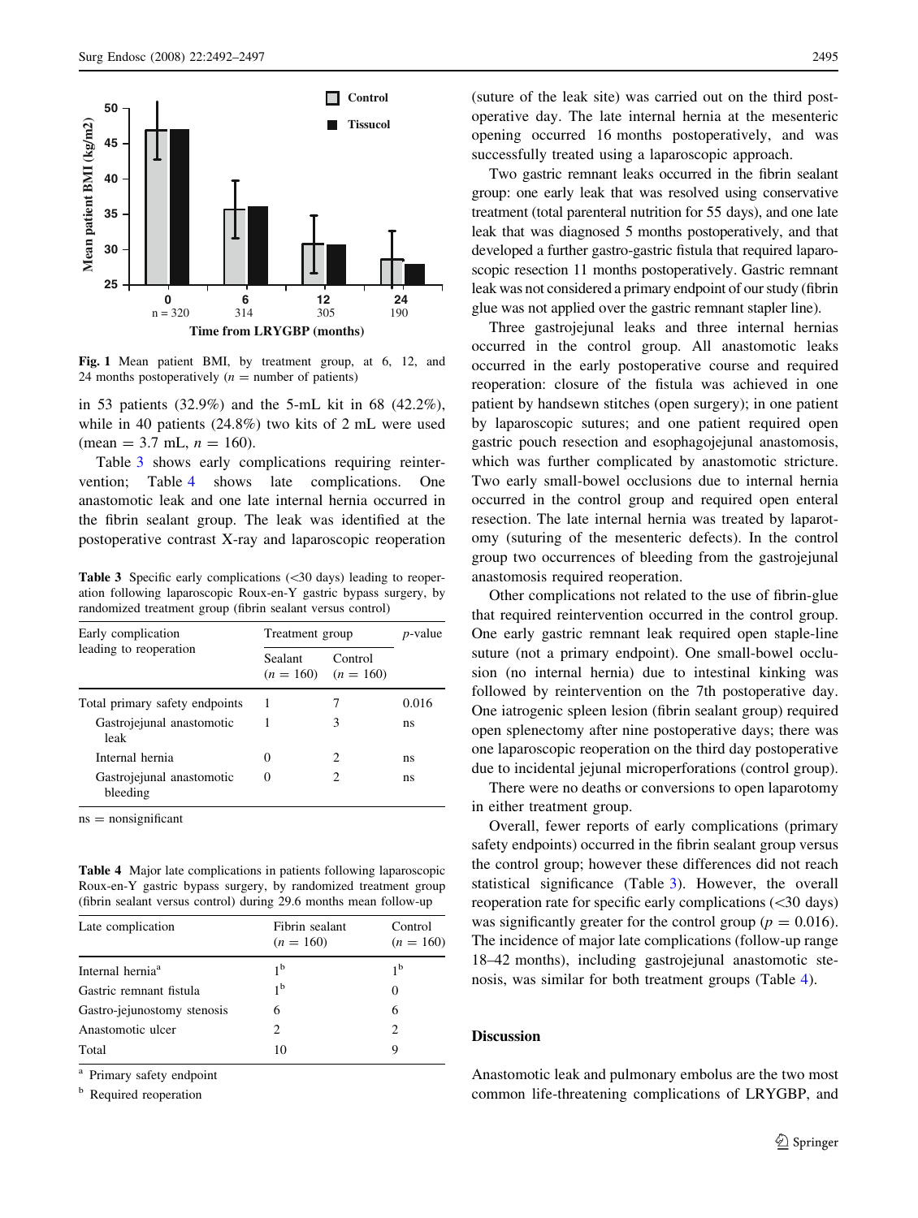Fig. 1 Mean patient BMI, by treatment group, at 6, 12, and 24 months postoperatively ($n$ = number of patients)

in 53 patients (32.9%) and the 5-mL kit in 68 (42.2%), while in 40 patients (24.8%) two kits of 2 mL were used (mean = 3.7 mL, $n = 160$).

Table 3 shows early complications requiring reintervention; Table 4 shows late complications. One anastomotic leak and one late internal hernia occurred in the fibrin sealant group. The leak was identified at the postoperative contrast X-ray and laparoscopic reoperation (suture of the leak site) was carried out on the third postoperative day. The late internal hernia at the mesenteric opening occurred 16 months postoperatively, and was successfully treated using a laparoscopic approach.

**Table 3** Specific early complications (<30 days) leading to reoperation following laparoscopic Roux-en-Y gastric bypass surgery, by randomized treatment group (fibrin sealant versus control)

| Early complication leading to reoperation | Treatment group | | $p$-value |
|---|---|---|---|
| | Sealant ($n = 160$) | Control ($n = 160$) | |
| Total primary safety endpoints | 1 | 7 | 0.016 |
| Gastrojejunal anastomotic leak | 1 | 3 | ns |
| Internal hernia | 0 | 2 | ns |
| Gastrojejunal anastomotic bleeding | 0 | 2 | ns |

ns = nonsignificant

**Table 4** Major late complications in patients following laparoscopic Roux-en-Y gastric bypass surgery, by randomized treatment group (fibrin sealant versus control) during 29.6 months mean follow-up

| Late complication | Fibrin sealant ($n = 160$) | Control ($n = 160$) |
|---|---|---|
| Internal hernia[a] | 1[b] | 1[b] |
| Gastric remnant fistula | 1[b] | 0 |
| Gastro-jejunostomy stenosis | 6 | 6 |
| Anastomotic ulcer | 2 | 2 |
| Total | 10 | 9 |

[a] Primary safety endpoint

[b] Required reoperation

Two gastric remnant leaks occurred in the fibrin sealant group: one early leak that was resolved using conservative treatment (total parenteral nutrition for 55 days), and one late leak that was diagnosed 5 months postoperatively, and that developed a further gastro-gastric fistula that required laparoscopic resection 11 months postoperatively. Gastric remnant leak was not considered a primary endpoint of our study (fibrin glue was not applied over the gastric remnant stapler line).

Three gastrojejunal leaks and three internal hernias occurred in the control group. All anastomotic leaks occurred in the early postoperative course and required reoperation: closure of the fistula was achieved in one patient by handsewn stitches (open surgery); in one patient by laparoscopic sutures; and one patient required open gastric pouch resection and esophagojejunal anastomosis, which was further complicated by anastomotic stricture. Two early small-bowel occlusions due to internal hernia occurred in the control group and required open enteral resection. The late internal hernia was treated by laparotomy (suturing of the mesenteric defects). In the control group two occurrences of bleeding from the gastrojejunal anastomosis required reoperation.

Other complications not related to the use of fibrin-glue that required reintervention occurred in the control group. One early gastric remnant leak required open staple-line suture (not a primary endpoint). One small-bowel occlusion (no internal hernia) due to intestinal kinking was followed by reintervention on the 7th postoperative day. One iatrogenic spleen lesion (fibrin sealant group) required open splenectomy after nine postoperative days; there was one laparoscopic reoperation on the third day postoperative due to incidental jejunal microperforations (control group).

There were no deaths or conversions to open laparotomy in either treatment group.

Overall, fewer reports of early complications (primary safety endpoints) occurred in the fibrin sealant group versus the control group; however these differences did not reach statistical significance (Table 3). However, the overall reoperation rate for specific early complications (<30 days) was significantly greater for the control group ($p = 0.016$). The incidence of major late complications (follow-up range 18–42 months), including gastrojejunal anastomotic stenosis, was similar for both treatment groups (Table 4).

## Discussion

Anastomotic leak and pulmonary embolus are the two most common life-threatening complications of LRYGBP, and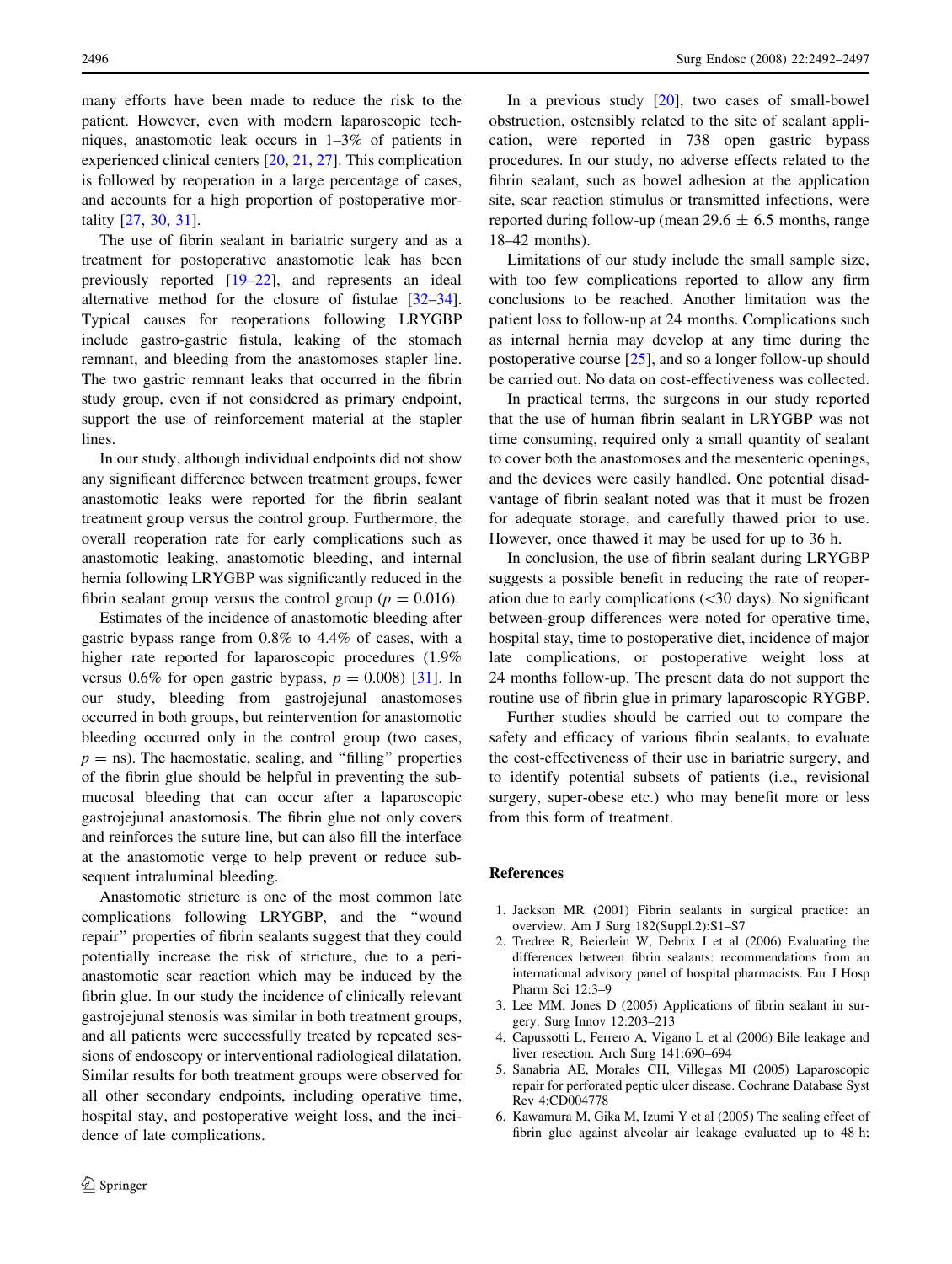many efforts have been made to reduce the risk to the patient. However, even with modern laparoscopic techniques, anastomotic leak occurs in 1–3% of patients in experienced clinical centers [20, 21, 27]. This complication is followed by reoperation in a large percentage of cases, and accounts for a high proportion of postoperative mortality [27, 30, 31].

The use of fibrin sealant in bariatric surgery and as a treatment for postoperative anastomotic leak has been previously reported [19–22], and represents an ideal alternative method for the closure of fistulae [32–34]. Typical causes for reoperations following LRYGBP include gastro-gastric fistula, leaking of the stomach remnant, and bleeding from the anastomoses stapler line. The two gastric remnant leaks that occurred in the fibrin study group, even if not considered as primary endpoint, support the use of reinforcement material at the stapler lines.

In our study, although individual endpoints did not show any significant difference between treatment groups, fewer anastomotic leaks were reported for the fibrin sealant treatment group versus the control group. Furthermore, the overall reoperation rate for early complications such as anastomotic leaking, anastomotic bleeding, and internal hernia following LRYGBP was significantly reduced in the fibrin sealant group versus the control group ($p = 0.016$).

Estimates of the incidence of anastomotic bleeding after gastric bypass range from 0.8% to 4.4% of cases, with a higher rate reported for laparoscopic procedures (1.9% versus 0.6% for open gastric bypass, $p = 0.008$) [31]. In our study, bleeding from gastrojejunal anastomoses occurred in both groups, but reintervention for anastomotic bleeding occurred only in the control group (two cases, $p =$ ns). The haemostatic, sealing, and "filling" properties of the fibrin glue should be helpful in preventing the submucosal bleeding that can occur after a laparoscopic gastrojejunal anastomosis. The fibrin glue not only covers and reinforces the suture line, but can also fill the interface at the anastomotic verge to help prevent or reduce subsequent intraluminal bleeding.

Anastomotic stricture is one of the most common late complications following LRYGBP, and the "wound repair" properties of fibrin sealants suggest that they could potentially increase the risk of stricture, due to a peri-anastomotic scar reaction which may be induced by the fibrin glue. In our study the incidence of clinically relevant gastrojejunal stenosis was similar in both treatment groups, and all patients were successfully treated by repeated sessions of endoscopy or interventional radiological dilatation. Similar results for both treatment groups were observed for all other secondary endpoints, including operative time, hospital stay, and postoperative weight loss, and the incidence of late complications.

In a previous study [20], two cases of small-bowel obstruction, ostensibly related to the site of sealant application, were reported in 738 open gastric bypass procedures. In our study, no adverse effects related to the fibrin sealant, such as bowel adhesion at the application site, scar reaction stimulus or transmitted infections, were reported during follow-up (mean 29.6 ± 6.5 months, range 18–42 months).

Limitations of our study include the small sample size, with too few complications reported to allow any firm conclusions to be reached. Another limitation was the patient loss to follow-up at 24 months. Complications such as internal hernia may develop at any time during the postoperative course [25], and so a longer follow-up should be carried out. No data on cost-effectiveness was collected.

In practical terms, the surgeons in our study reported that the use of human fibrin sealant in LRYGBP was not time consuming, required only a small quantity of sealant to cover both the anastomoses and the mesenteric openings, and the devices were easily handled. One potential disadvantage of fibrin sealant noted was that it must be frozen for adequate storage, and carefully thawed prior to use. However, once thawed it may be used for up to 36 h.

In conclusion, the use of fibrin sealant during LRYGBP suggests a possible benefit in reducing the rate of reoperation due to early complications (<30 days). No significant between-group differences were noted for operative time, hospital stay, time to postoperative diet, incidence of major late complications, or postoperative weight loss at 24 months follow-up. The present data do not support the routine use of fibrin glue in primary laparoscopic RYGBP.

Further studies should be carried out to compare the safety and efficacy of various fibrin sealants, to evaluate the cost-effectiveness of their use in bariatric surgery, and to identify potential subsets of patients (i.e., revisional surgery, super-obese etc.) who may benefit more or less from this form of treatment.

## References

1. Jackson MR (2001) Fibrin sealants in surgical practice: an overview. Am J Surg 182(Suppl.2):S1–S7
2. Tredree R, Beierlein W, Debrix I et al (2006) Evaluating the differences between fibrin sealants: recommendations from an international advisory panel of hospital pharmacists. Eur J Hosp Pharm Sci 12:3–9
3. Lee MM, Jones D (2005) Applications of fibrin sealant in surgery. Surg Innov 12:203–213
4. Capussotti L, Ferrero A, Vigano L et al (2006) Bile leakage and liver resection. Arch Surg 141:690–694
5. Sanabria AE, Morales CH, Villegas MI (2005) Laparoscopic repair for perforated peptic ulcer disease. Cochrane Database Syst Rev 4:CD004778
6. Kawamura M, Gika M, Izumi Y et al (2005) The sealing effect of fibrin glue against alveolar air leakage evaluated up to 48 h;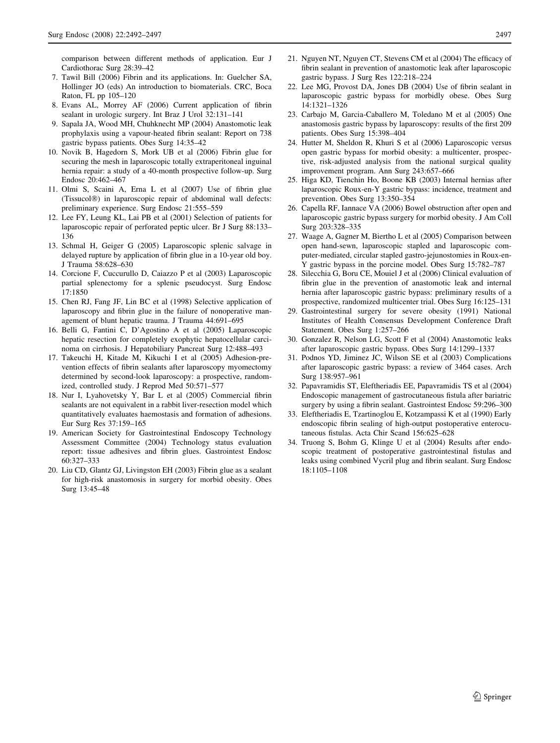comparison between different methods of application. Eur J Cardiothorac Surg 28:39–42

7. Tawil Bill (2006) Fibrin and its applications. In: Guelcher SA, Hollinger JO (eds) An introduction to biomaterials. CRC, Boca Raton, FL pp 105–120
8. Evans AL, Morrey AF (2006) Current application of fibrin sealant in urologic surgery. Int Braz J Urol 32:131–141
9. Sapala JA, Wood MH, Chuhknecht MP (2004) Anastomotic leak prophylaxis using a vapour-heated fibrin sealant: Report on 738 gastric bypass patients. Obes Surg 14:35–42
10. Novik B, Hagedorn S, Mork UB et al (2006) Fibrin glue for securing the mesh in laparoscopic totally extraperitoneal inguinal hernia repair: a study of a 40-month prospective follow-up. Surg Endosc 20:462–467
11. Olmi S, Scaini A, Erna L et al (2007) Use of fibrin glue (Tissucol®) in laparoscopic repair of abdominal wall defects: preliminary experience. Surg Endosc 21:555–559
12. Lee FY, Leung KL, Lai PB et al (2001) Selection of patients for laparoscopic repair of perforated peptic ulcer. Br J Surg 88:133–136
13. Schmal H, Geiger G (2005) Laparoscopic splenic salvage in delayed rupture by application of fibrin glue in a 10-year old boy. J Trauma 58:628–630
14. Corcione F, Cuccurullo D, Caiazzo P et al (2003) Laparoscopic partial splenectomy for a splenic pseudocyst. Surg Endosc 17:1850
15. Chen RJ, Fang JF, Lin BC et al (1998) Selective application of laparoscopy and fibrin glue in the failure of nonoperative management of blunt hepatic trauma. J Trauma 44:691–695
16. Belli G, Fantini C, D'Agostino A et al (2005) Laparoscopic hepatic resection for completely exophytic hepatocellular carcinoma on cirrhosis. J Hepatobiliary Pancreat Surg 12:488–493
17. Takeuchi H, Kitade M, Kikuchi I et al (2005) Adhesion-prevention effects of fibrin sealants after laparoscopy myomectomy determined by second-look laparoscopy: a prospective, randomized, controlled study. J Reprod Med 50:571–577
18. Nur I, Lyahovetsky Y, Bar L et al (2005) Commercial fibrin sealants are not equivalent in a rabbit liver-resection model which quantitatively evaluates haemostasis and formation of adhesions. Eur Surg Res 37:159–165
19. American Society for Gastrointestinal Endoscopy Technology Assessment Committee (2004) Technology status evaluation report: tissue adhesives and fibrin glues. Gastrointest Endosc 60:327–333
20. Liu CD, Glantz GJ, Livingston EH (2003) Fibrin glue as a sealant for high-risk anastomosis in surgery for morbid obesity. Obes Surg 13:45–48
21. Nguyen NT, Nguyen CT, Stevens CM et al (2004) The efficacy of fibrin sealant in prevention of anastomotic leak after laparoscopic gastric bypass. J Surg Res 122:218–224
22. Lee MG, Provost DA, Jones DB (2004) Use of fibrin sealant in laparoscopic gastric bypass for morbidly obese. Obes Surg 14:1321–1326
23. Carbajo M, Garcia-Caballero M, Toledano M et al (2005) One anastomosis gastric bypass by laparoscopy: results of the first 209 patients. Obes Surg 15:398–404
24. Hutter M, Sheldon R, Khuri S et al (2006) Laparoscopic versus open gastric bypass for morbid obesity: a multicenter, prospective, risk-adjusted analysis from the national surgical quality improvement program. Ann Surg 243:657–666
25. Higa KD, Tienchin Ho, Boone KB (2003) Internal hernias after laparoscopic Roux-en-Y gastric bypass: incidence, treatment and prevention. Obes Surg 13:350–354
26. Capella RF, Iannace VA (2006) Bowel obstruction after open and laparoscopic gastric bypass surgery for morbid obesity. J Am Coll Surg 203:328–335
27. Waage A, Gagner M, Biertho L et al (2005) Comparison between open hand-sewn, laparoscopic stapled and laparoscopic computer-mediated, circular stapled gastro-jejunostomies in Roux-en-Y gastric bypass in the porcine model. Obes Surg 15:782–787
28. Silecchia G, Boru CE, Mouiel J et al (2006) Clinical evaluation of fibrin glue in the prevention of anastomotic leak and internal hernia after laparoscopic gastric bypass: preliminary results of a prospective, randomized multicenter trial. Obes Surg 16:125–131
29. Gastrointestinal surgery for severe obesity (1991) National Institutes of Health Consensus Development Conference Draft Statement. Obes Surg 1:257–266
30. Gonzalez R, Nelson LG, Scott F et al (2004) Anastomotic leaks after laparoscopic gastric bypass. Obes Surg 14:1299–1337
31. Podnos YD, Jiminez JC, Wilson SE et al (2003) Complications after laparoscopic gastric bypass: a review of 3464 cases. Arch Surg 138:957–961
32. Papavramidis ST, Eleftheriadis EE, Papavramidis TS et al (2004) Endoscopic management of gastrocutaneous fistula after bariatric surgery by using a fibrin sealant. Gastrointest Endosc 59:296–300
33. Eleftheriadis E, Tzartinoglou E, Kotzampassi K et al (1990) Early endoscopic fibrin sealing of high-output postoperative enterocutaneous fistulas. Acta Chir Scand 156:625–628
34. Truong S, Bohm G, Klinge U et al (2004) Results after endoscopic treatment of postoperative gastrointestinal fistulas and leaks using combined Vycril plug and fibrin sealant. Surg Endosc 18:1105–1108